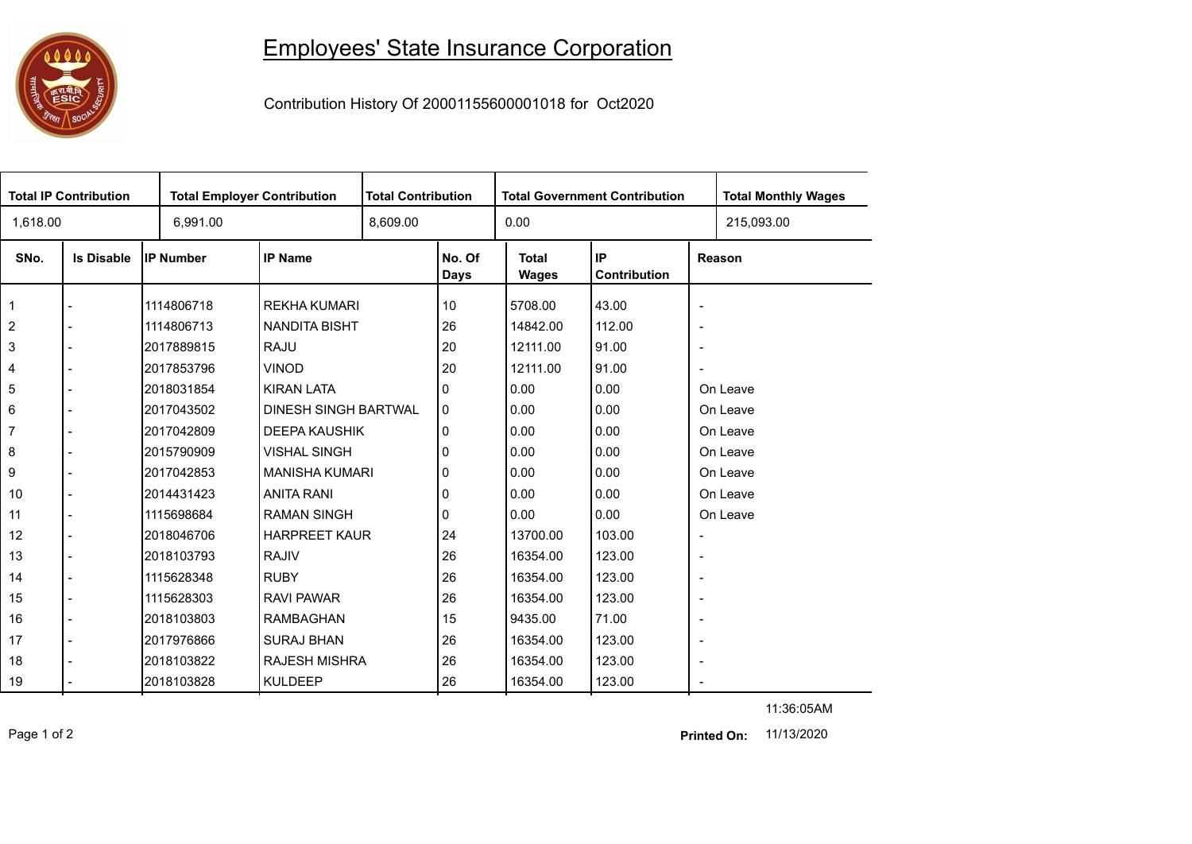# Employees' State Insurance Corporation

Contribution History Of 20001155600001018 for Oct2020

| Total IP Contribution | Total Employer Contribution | Total Contribution | Total Government Contribution | Total Monthly Wages |
|---|---|---|---|---|
| 1,618.00 | 6,991.00 | 8,609.00 | 0.00 | 215,093.00 |

| SNo. | Is Disable | IP Number | IP Name | No. Of Days | Total Wages | IP Contribution | Reason |
|---|---|---|---|---|---|---|---|
| 1 | - | 1114806718 | REKHA KUMARI | 10 | 5708.00 | 43.00 | - |
| 2 | - | 1114806713 | NANDITA BISHT | 26 | 14842.00 | 112.00 | - |
| 3 | - | 2017889815 | RAJU | 20 | 12111.00 | 91.00 | - |
| 4 | - | 2017853796 | VINOD | 20 | 12111.00 | 91.00 | - |
| 5 | - | 2018031854 | KIRAN LATA | 0 | 0.00 | 0.00 | On Leave |
| 6 | - | 2017043502 | DINESH SINGH BARTWAL | 0 | 0.00 | 0.00 | On Leave |
| 7 | - | 2017042809 | DEEPA KAUSHIK | 0 | 0.00 | 0.00 | On Leave |
| 8 | - | 2015790909 | VISHAL SINGH | 0 | 0.00 | 0.00 | On Leave |
| 9 | - | 2017042853 | MANISHA KUMARI | 0 | 0.00 | 0.00 | On Leave |
| 10 | - | 2014431423 | ANITA RANI | 0 | 0.00 | 0.00 | On Leave |
| 11 | - | 1115698684 | RAMAN SINGH | 0 | 0.00 | 0.00 | On Leave |
| 12 | - | 2018046706 | HARPREET KAUR | 24 | 13700.00 | 103.00 | - |
| 13 | - | 2018103793 | RAJIV | 26 | 16354.00 | 123.00 | - |
| 14 | - | 1115628348 | RUBY | 26 | 16354.00 | 123.00 | - |
| 15 | - | 1115628303 | RAVI PAWAR | 26 | 16354.00 | 123.00 | - |
| 16 | - | 2018103803 | RAMBAGHAN | 15 | 9435.00 | 71.00 | - |
| 17 | - | 2017976866 | SURAJ BHAN | 26 | 16354.00 | 123.00 | - |
| 18 | - | 2018103822 | RAJESH MISHRA | 26 | 16354.00 | 123.00 | - |
| 19 | - | 2018103828 | KULDEEP | 26 | 16354.00 | 123.00 | - |

11:36:05AM

**Printed On:** 11/13/2020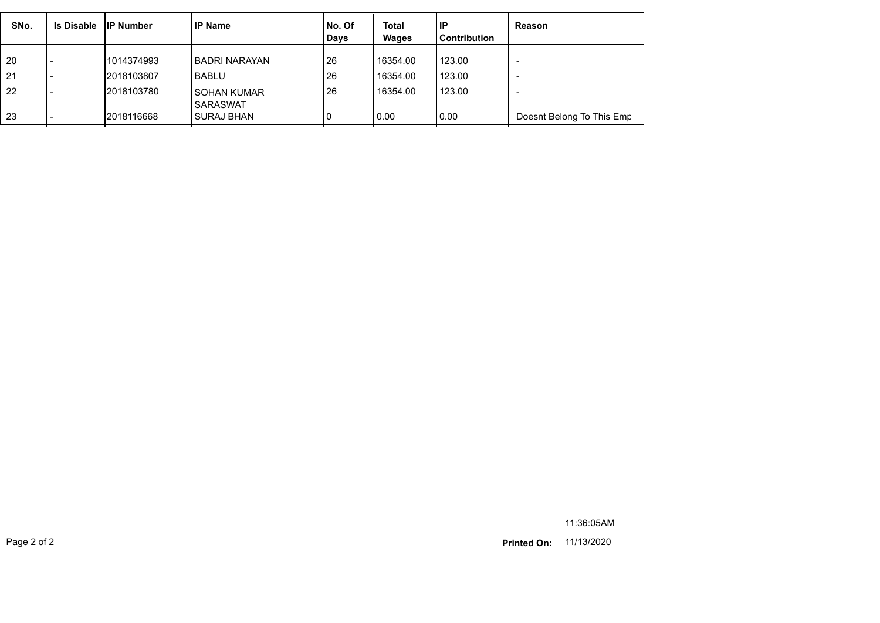| SNo. | Is Disable | IP Number | IP Name | No. Of Days | Total Wages | IP Contribution | Reason |
|---|---|---|---|---|---|---|---|
| 20 | - | 1014374993 | BADRI NARAYAN | 26 | 16354.00 | 123.00 | - |
| 21 | - | 2018103807 | BABLU | 26 | 16354.00 | 123.00 | - |
| 22 | - | 2018103780 | SOHAN KUMAR SARASWAT | 26 | 16354.00 | 123.00 | - |
| 23 | - | 2018116668 | SURAJ BHAN | 0 | 0.00 | 0.00 | Doesnt Belong To This Emp |

11:36:05AM

**Printed On:** 11/13/2020